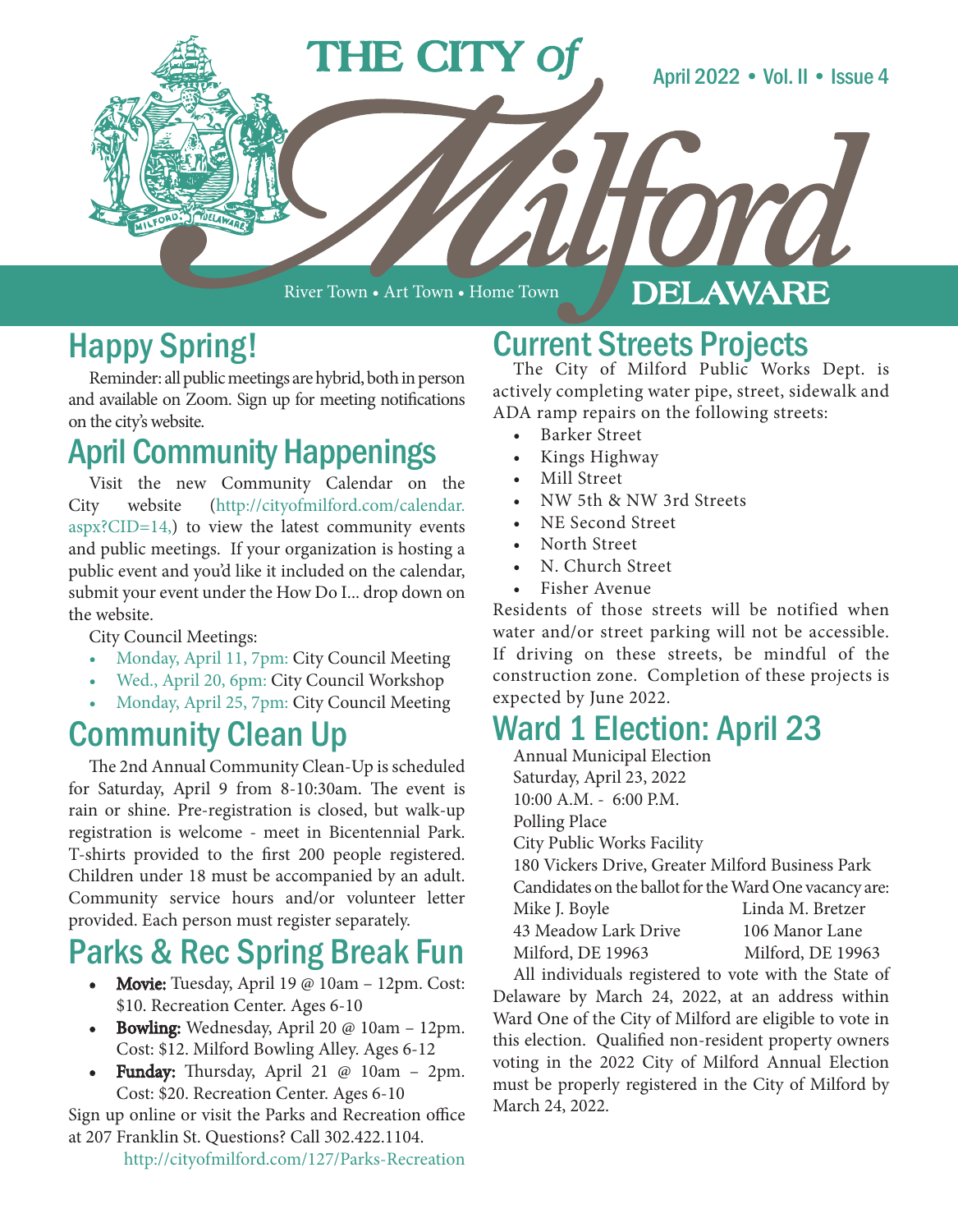# THE CITY of Milford DELAWARE

River Town • Art Town • Home Town

April 2022 • Vol. II • Issue 4

## Happy Spring!

Reminder: all public meetings are hybrid, both in person and available on Zoom. Sign up for meeting notifications on the city's website.

## April Community Happenings

Visit the new Community Calendar on the City website (http://cityofmilford.com/calendar.aspx?CID=14,) to view the latest community events and public meetings. If your organization is hosting a public event and you'd like it included on the calendar, submit your event under the How Do I... drop down on the website.

City Council Meetings:

- Monday, April 11, 7pm: City Council Meeting
- Wed., April 20, 6pm: City Council Workshop
- Monday, April 25, 7pm: City Council Meeting

## Community Clean Up

The 2nd Annual Community Clean-Up is scheduled for Saturday, April 9 from 8-10:30am. The event is rain or shine. Pre-registration is closed, but walk-up registration is welcome - meet in Bicentennial Park. T-shirts provided to the first 200 people registered. Children under 18 must be accompanied by an adult. Community service hours and/or volunteer letter provided. Each person must register separately.

## Parks & Rec Spring Break Fun

- **Movie:** Tuesday, April 19 @ 10am – 12pm. Cost: $10. Recreation Center. Ages 6-10
- **Bowling:** Wednesday, April 20 @ 10am – 12pm. Cost: $12. Milford Bowling Alley. Ages 6-12
- **Funday:** Thursday, April 21 @ 10am – 2pm. Cost: $20. Recreation Center. Ages 6-10

Sign up online or visit the Parks and Recreation office at 207 Franklin St. Questions? Call 302.422.1104.

http://cityofmilford.com/127/Parks-Recreation

## Current Streets Projects

The City of Milford Public Works Dept. is actively completing water pipe, street, sidewalk and ADA ramp repairs on the following streets:

- Barker Street
- Kings Highway
- Mill Street
- NW 5th & NW 3rd Streets
- NE Second Street
- North Street
- N. Church Street
- Fisher Avenue

Residents of those streets will be notified when water and/or street parking will not be accessible. If driving on these streets, be mindful of the construction zone. Completion of these projects is expected by June 2022.

## Ward 1 Election: April 23

Annual Municipal Election
Saturday, April 23, 2022
10:00 A.M. - 6:00 P.M.
Polling Place
City Public Works Facility
180 Vickers Drive, Greater Milford Business Park
Candidates on the ballot for the Ward One vacancy are:

| Mike J. Boyle | Linda M. Bretzer |
|---|---|
| 43 Meadow Lark Drive | 106 Manor Lane |
| Milford, DE 19963 | Milford, DE 19963 |

All individuals registered to vote with the State of Delaware by March 24, 2022, at an address within Ward One of the City of Milford are eligible to vote in this election. Qualified non-resident property owners voting in the 2022 City of Milford Annual Election must be properly registered in the City of Milford by March 24, 2022.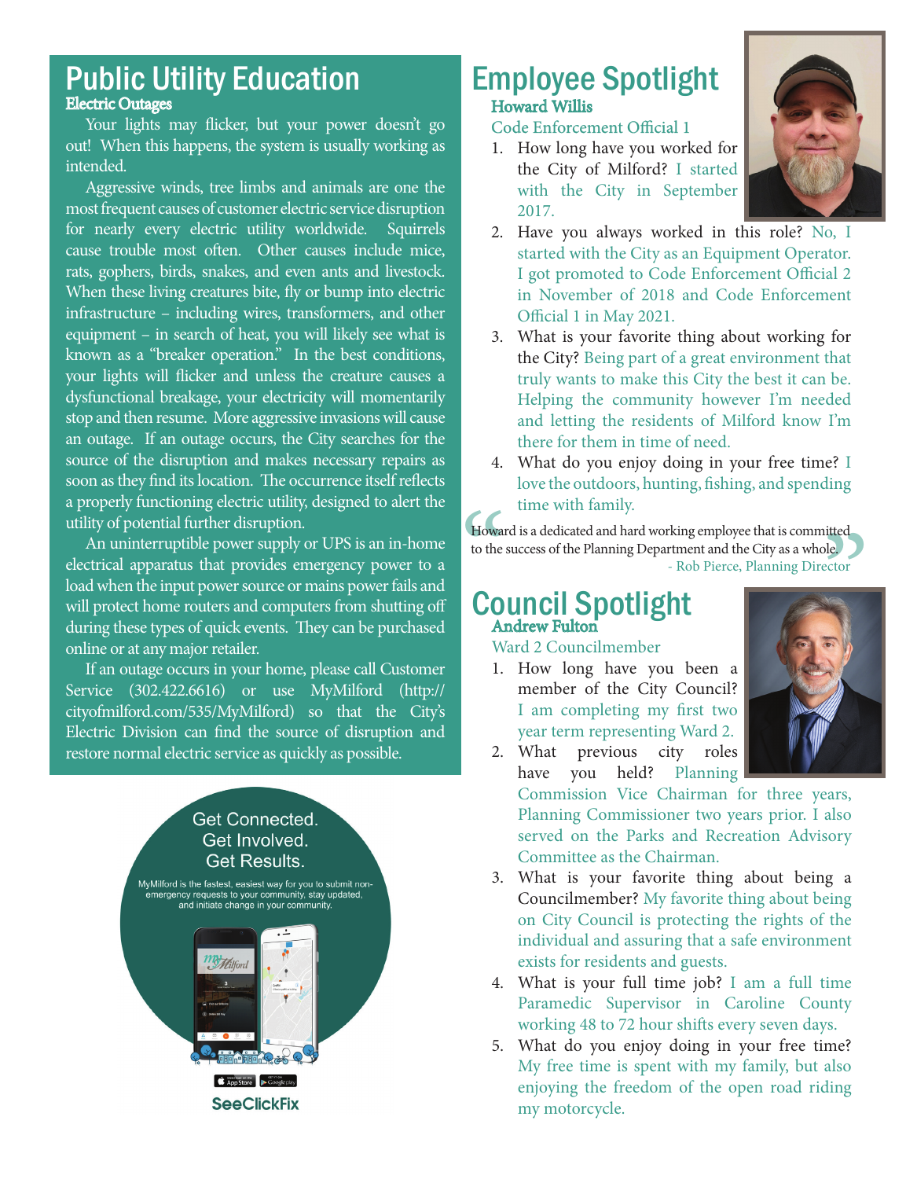## Public Utility Education

### Electric Outages

Your lights may flicker, but your power doesn't go out! When this happens, the system is usually working as intended.

Aggressive winds, tree limbs and animals are one the most frequent causes of customer electric service disruption for nearly every electric utility worldwide. Squirrels cause trouble most often. Other causes include mice, rats, gophers, birds, snakes, and even ants and livestock. When these living creatures bite, fly or bump into electric infrastructure – including wires, transformers, and other equipment – in search of heat, you will likely see what is known as a "breaker operation." In the best conditions, your lights will flicker and unless the creature causes a dysfunctional breakage, your electricity will momentarily stop and then resume. More aggressive invasions will cause an outage. If an outage occurs, the City searches for the source of the disruption and makes necessary repairs as soon as they find its location. The occurrence itself reflects a properly functioning electric utility, designed to alert the utility of potential further disruption.

An uninterruptible power supply or UPS is an in-home electrical apparatus that provides emergency power to a load when the input power source or mains power fails and will protect home routers and computers from shutting off during these types of quick events. They can be purchased online or at any major retailer.

If an outage occurs in your home, please call Customer Service (302.422.6616) or use MyMilford (http://cityofmilford.com/535/MyMilford) so that the City's Electric Division can find the source of disruption and restore normal electric service as quickly as possible.

Get Connected.
Get Involved.
Get Results.

MyMilford is the fastest, easiest way for you to submit non-emergency requests to your community, stay updated, and initiate change in your community.

App Store Google play

SeeClickFix

## Employee Spotlight

### Howard Willis

Code Enforcement Official 1

1. How long have you worked for the City of Milford? I started with the City in September 2017.
2. Have you always worked in this role? No, I started with the City as an Equipment Operator. I got promoted to Code Enforcement Official 2 in November of 2018 and Code Enforcement Official 1 in May 2021.
3. What is your favorite thing about working for the City? Being part of a great environment that truly wants to make this City the best it can be. Helping the community however I'm needed and letting the residents of Milford know I'm there for them in time of need.
4. What do you enjoy doing in your free time? I love the outdoors, hunting, fishing, and spending time with family.

"Howard is a dedicated and hard working employee that is committed to the success of the Planning Department and the City as a whole."

- Rob Pierce, Planning Director

## Council Spotlight

### Andrew Fulton

Ward 2 Councilmember

1. How long have you been a member of the City Council? I am completing my first two year term representing Ward 2.
2. What previous city roles have you held? Planning Commission Vice Chairman for three years, Planning Commissioner two years prior. I also served on the Parks and Recreation Advisory Committee as the Chairman.
3. What is your favorite thing about being a Councilmember? My favorite thing about being on City Council is protecting the rights of the individual and assuring that a safe environment exists for residents and guests.
4. What is your full time job? I am a full time Paramedic Supervisor in Caroline County working 48 to 72 hour shifts every seven days.
5. What do you enjoy doing in your free time? My free time is spent with my family, but also enjoying the freedom of the open road riding my motorcycle.